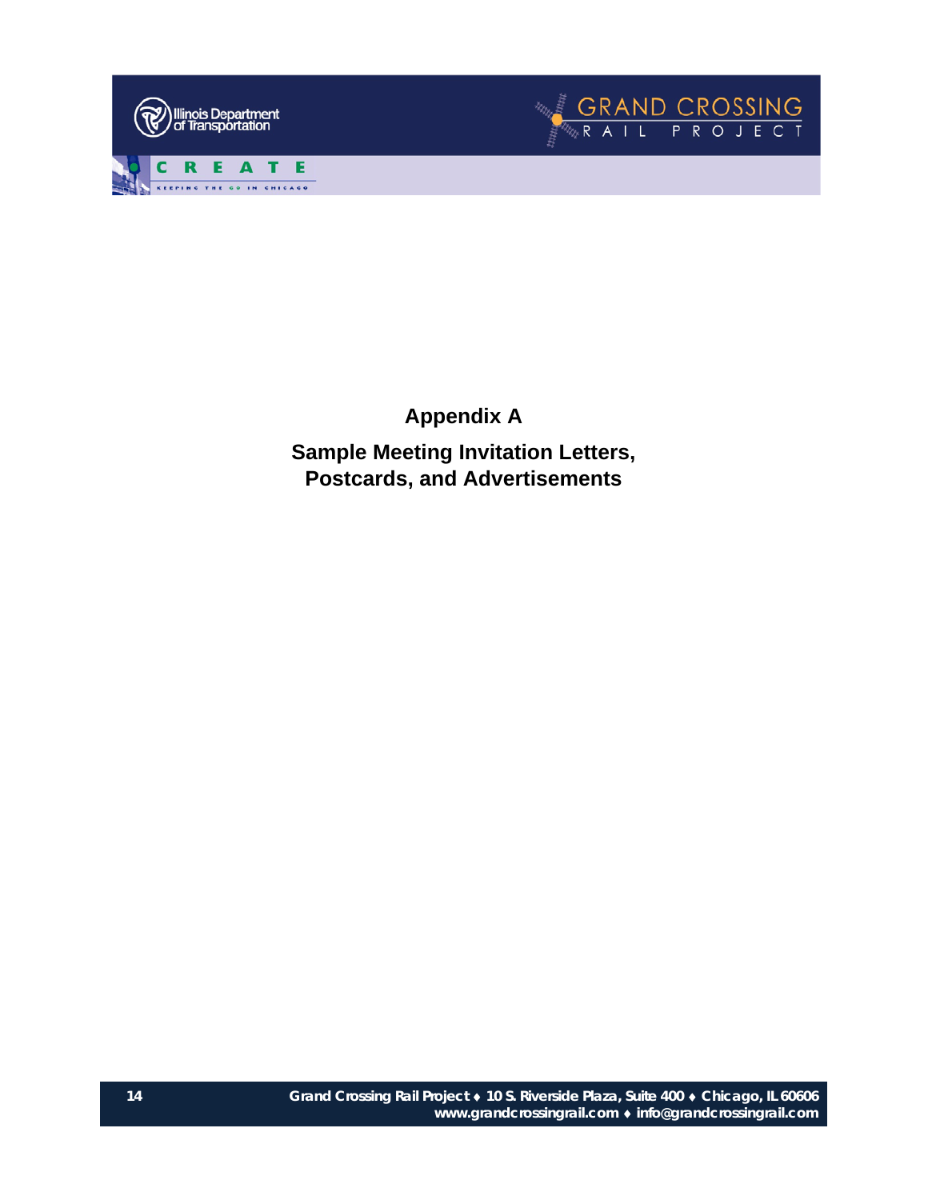# Appendix A

## Sample Meeting Invitation Letters, Postcards, and Advertisements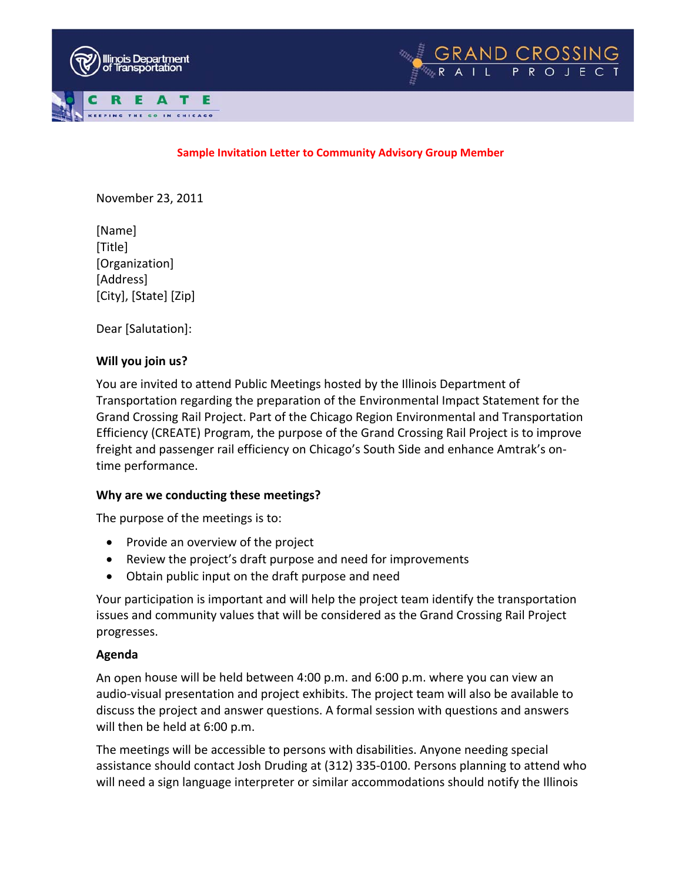**Sample Invitation Letter to Community Advisory Group Member**

November 23, 2011

[Name]
[Title]
[Organization]
[Address]
[City], [State] [Zip]

Dear [Salutation]:

**Will you join us?**

You are invited to attend Public Meetings hosted by the Illinois Department of Transportation regarding the preparation of the Environmental Impact Statement for the Grand Crossing Rail Project. Part of the Chicago Region Environmental and Transportation Efficiency (CREATE) Program, the purpose of the Grand Crossing Rail Project is to improve freight and passenger rail efficiency on Chicago's South Side and enhance Amtrak's on-time performance.

**Why are we conducting these meetings?**

The purpose of the meetings is to:

- Provide an overview of the project
- Review the project's draft purpose and need for improvements
- Obtain public input on the draft purpose and need

Your participation is important and will help the project team identify the transportation issues and community values that will be considered as the Grand Crossing Rail Project progresses.

**Agenda**

An open house will be held between 4:00 p.m. and 6:00 p.m. where you can view an audio-visual presentation and project exhibits. The project team will also be available to discuss the project and answer questions. A formal session with questions and answers will then be held at 6:00 p.m.

The meetings will be accessible to persons with disabilities. Anyone needing special assistance should contact Josh Druding at (312) 335-0100. Persons planning to attend who will need a sign language interpreter or similar accommodations should notify the Illinois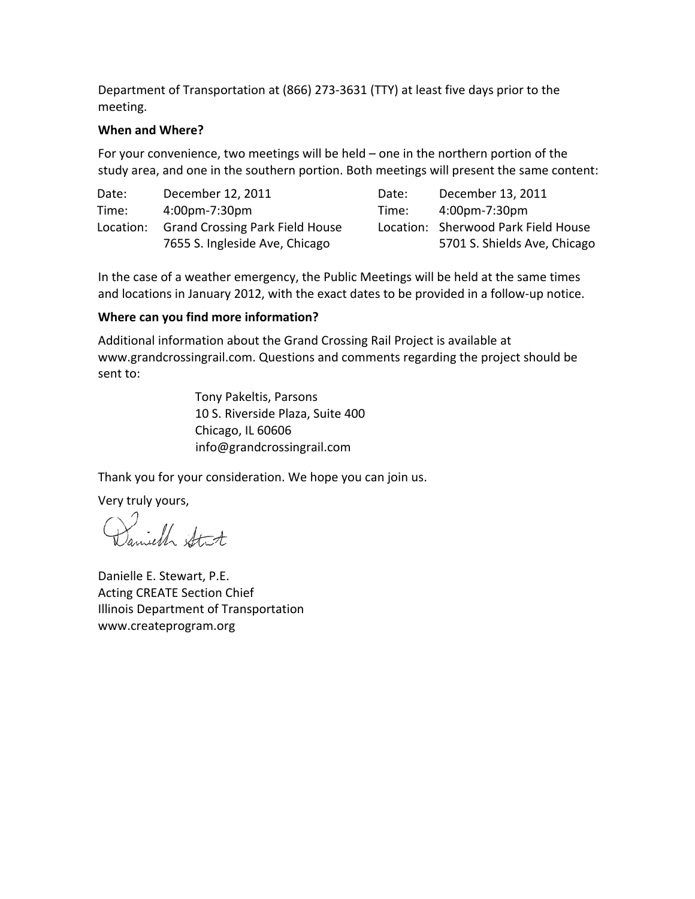Department of Transportation at (866) 273-3631 (TTY) at least five days prior to the meeting.

**When and Where?**

For your convenience, two meetings will be held – one in the northern portion of the study area, and one in the southern portion. Both meetings will present the same content:

| | | | |
|---|---|---|---|
| Date: | December 12, 2011 | Date: | December 13, 2011 |
| Time: | 4:00pm-7:30pm | Time: | 4:00pm-7:30pm |
| Location: | Grand Crossing Park Field House<br>7655 S. Ingleside Ave, Chicago | Location: | Sherwood Park Field House<br>5701 S. Shields Ave, Chicago |

In the case of a weather emergency, the Public Meetings will be held at the same times and locations in January 2012, with the exact dates to be provided in a follow-up notice.

**Where can you find more information?**

Additional information about the Grand Crossing Rail Project is available at www.grandcrossingrail.com. Questions and comments regarding the project should be sent to:

Tony Pakeltis, Parsons  
10 S. Riverside Plaza, Suite 400  
Chicago, IL 60606  
info@grandcrossingrail.com

Thank you for your consideration. We hope you can join us.

Very truly yours,

Danielle E. Stewart, P.E.  
Acting CREATE Section Chief  
Illinois Department of Transportation  
www.createprogram.org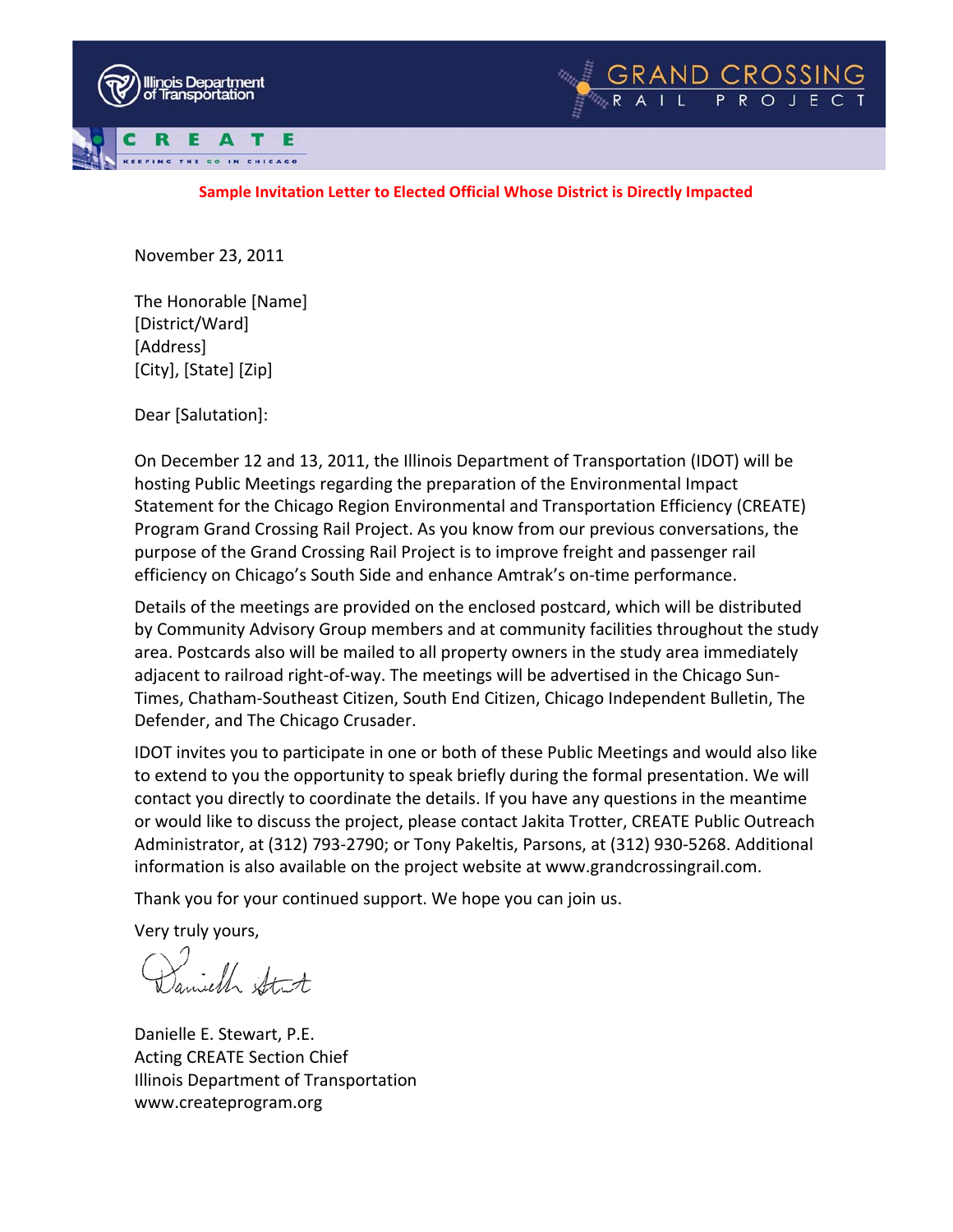Illinois Department of Transportation

GRAND CROSSING RAIL PROJECT

CREATE — KEEPING THE GO IN CHICAGO

**Sample Invitation Letter to Elected Official Whose District is Directly Impacted**

November 23, 2011

The Honorable [Name]
[District/Ward]
[Address]
[City], [State] [Zip]

Dear [Salutation]:

On December 12 and 13, 2011, the Illinois Department of Transportation (IDOT) will be hosting Public Meetings regarding the preparation of the Environmental Impact Statement for the Chicago Region Environmental and Transportation Efficiency (CREATE) Program Grand Crossing Rail Project. As you know from our previous conversations, the purpose of the Grand Crossing Rail Project is to improve freight and passenger rail efficiency on Chicago's South Side and enhance Amtrak's on-time performance.

Details of the meetings are provided on the enclosed postcard, which will be distributed by Community Advisory Group members and at community facilities throughout the study area. Postcards also will be mailed to all property owners in the study area immediately adjacent to railroad right-of-way. The meetings will be advertised in the Chicago Sun-Times, Chatham-Southeast Citizen, South End Citizen, Chicago Independent Bulletin, The Defender, and The Chicago Crusader.

IDOT invites you to participate in one or both of these Public Meetings and would also like to extend to you the opportunity to speak briefly during the formal presentation. We will contact you directly to coordinate the details. If you have any questions in the meantime or would like to discuss the project, please contact Jakita Trotter, CREATE Public Outreach Administrator, at (312) 793-2790; or Tony Pakeltis, Parsons, at (312) 930-5268. Additional information is also available on the project website at www.grandcrossingrail.com.

Thank you for your continued support. We hope you can join us.

Very truly yours,

Danielle E. Stewart, P.E.
Acting CREATE Section Chief
Illinois Department of Transportation
www.createprogram.org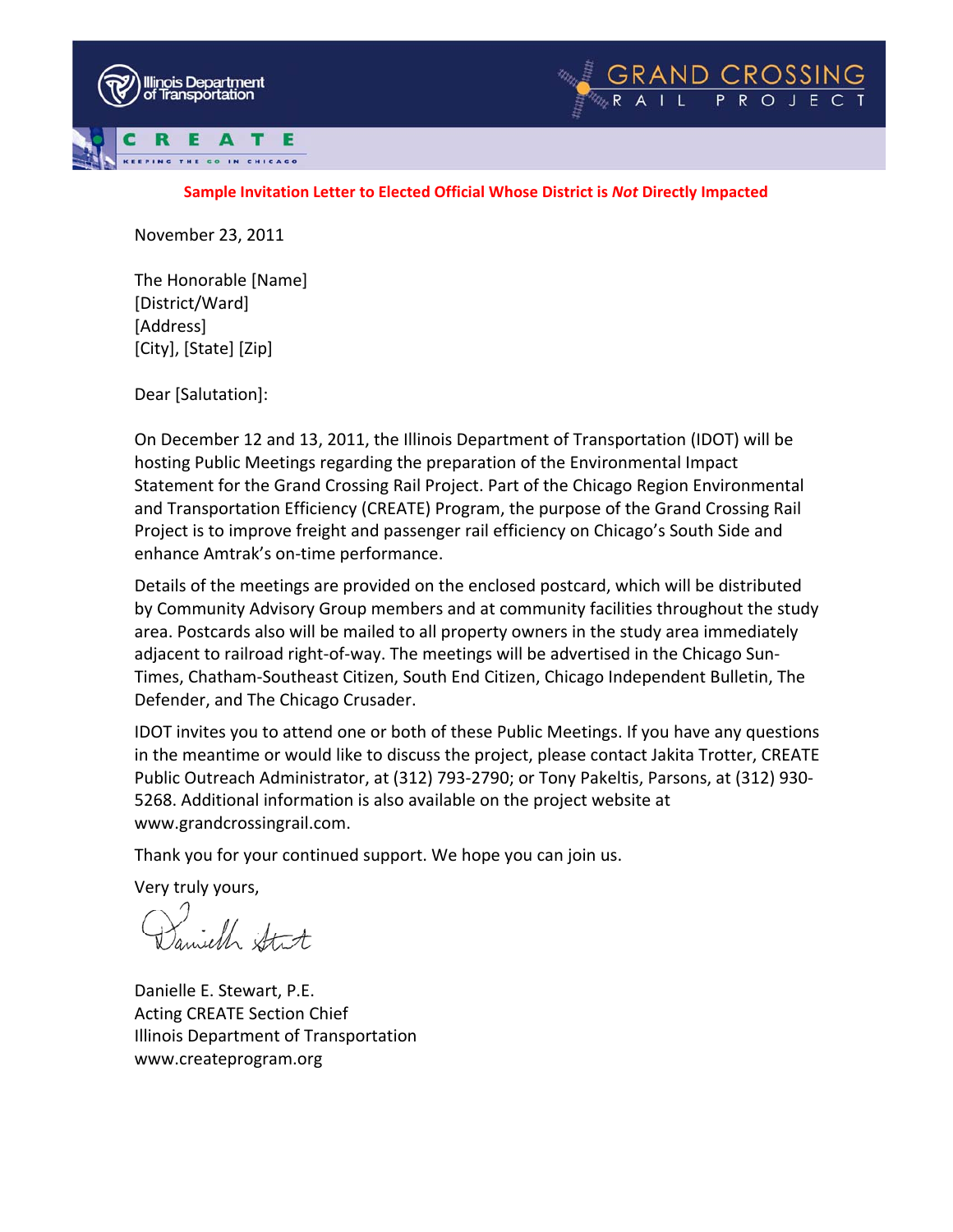**Sample Invitation Letter to Elected Official Whose District is *Not* Directly Impacted**

November 23, 2011

The Honorable [Name]
[District/Ward]
[Address]
[City], [State] [Zip]

Dear [Salutation]:

On December 12 and 13, 2011, the Illinois Department of Transportation (IDOT) will be hosting Public Meetings regarding the preparation of the Environmental Impact Statement for the Grand Crossing Rail Project. Part of the Chicago Region Environmental and Transportation Efficiency (CREATE) Program, the purpose of the Grand Crossing Rail Project is to improve freight and passenger rail efficiency on Chicago's South Side and enhance Amtrak's on-time performance.

Details of the meetings are provided on the enclosed postcard, which will be distributed by Community Advisory Group members and at community facilities throughout the study area. Postcards also will be mailed to all property owners in the study area immediately adjacent to railroad right-of-way. The meetings will be advertised in the Chicago Sun-Times, Chatham-Southeast Citizen, South End Citizen, Chicago Independent Bulletin, The Defender, and The Chicago Crusader.

IDOT invites you to attend one or both of these Public Meetings. If you have any questions in the meantime or would like to discuss the project, please contact Jakita Trotter, CREATE Public Outreach Administrator, at (312) 793-2790; or Tony Pakeltis, Parsons, at (312) 930-5268. Additional information is also available on the project website at www.grandcrossingrail.com.

Thank you for your continued support. We hope you can join us.

Very truly yours,

Danielle E. Stewart, P.E.
Acting CREATE Section Chief
Illinois Department of Transportation
www.createprogram.org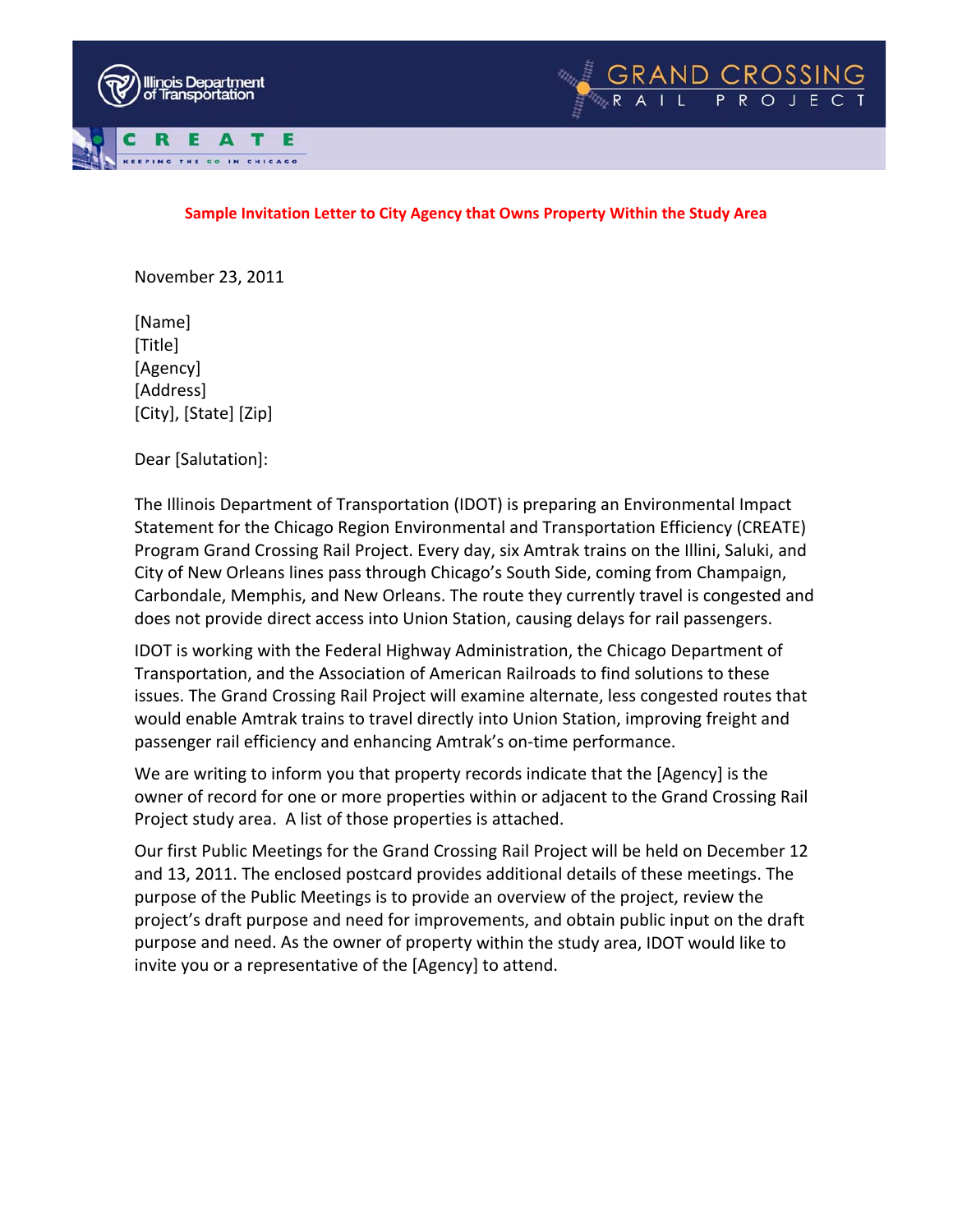**Sample Invitation Letter to City Agency that Owns Property Within the Study Area**

November 23, 2011

[Name]
[Title]
[Agency]
[Address]
[City], [State] [Zip]

Dear [Salutation]:

The Illinois Department of Transportation (IDOT) is preparing an Environmental Impact Statement for the Chicago Region Environmental and Transportation Efficiency (CREATE) Program Grand Crossing Rail Project. Every day, six Amtrak trains on the Illini, Saluki, and City of New Orleans lines pass through Chicago's South Side, coming from Champaign, Carbondale, Memphis, and New Orleans. The route they currently travel is congested and does not provide direct access into Union Station, causing delays for rail passengers.

IDOT is working with the Federal Highway Administration, the Chicago Department of Transportation, and the Association of American Railroads to find solutions to these issues. The Grand Crossing Rail Project will examine alternate, less congested routes that would enable Amtrak trains to travel directly into Union Station, improving freight and passenger rail efficiency and enhancing Amtrak's on-time performance.

We are writing to inform you that property records indicate that the [Agency] is the owner of record for one or more properties within or adjacent to the Grand Crossing Rail Project study area. A list of those properties is attached.

Our first Public Meetings for the Grand Crossing Rail Project will be held on December 12 and 13, 2011. The enclosed postcard provides additional details of these meetings. The purpose of the Public Meetings is to provide an overview of the project, review the project's draft purpose and need for improvements, and obtain public input on the draft purpose and need. As the owner of property within the study area, IDOT would like to invite you or a representative of the [Agency] to attend.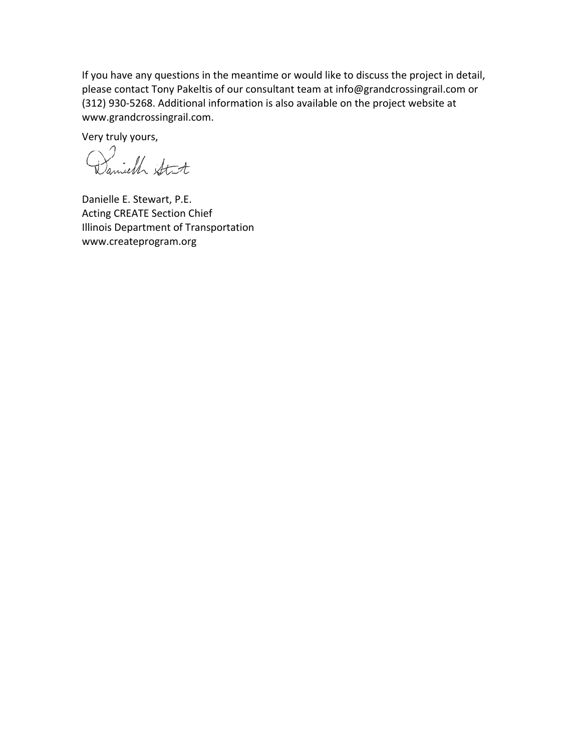If you have any questions in the meantime or would like to discuss the project in detail, please contact Tony Pakeltis of our consultant team at info@grandcrossingrail.com or (312) 930-5268. Additional information is also available on the project website at www.grandcrossingrail.com.

Very truly yours,

Danielle E. Stewart, P.E.  
Acting CREATE Section Chief  
Illinois Department of Transportation  
www.createprogram.org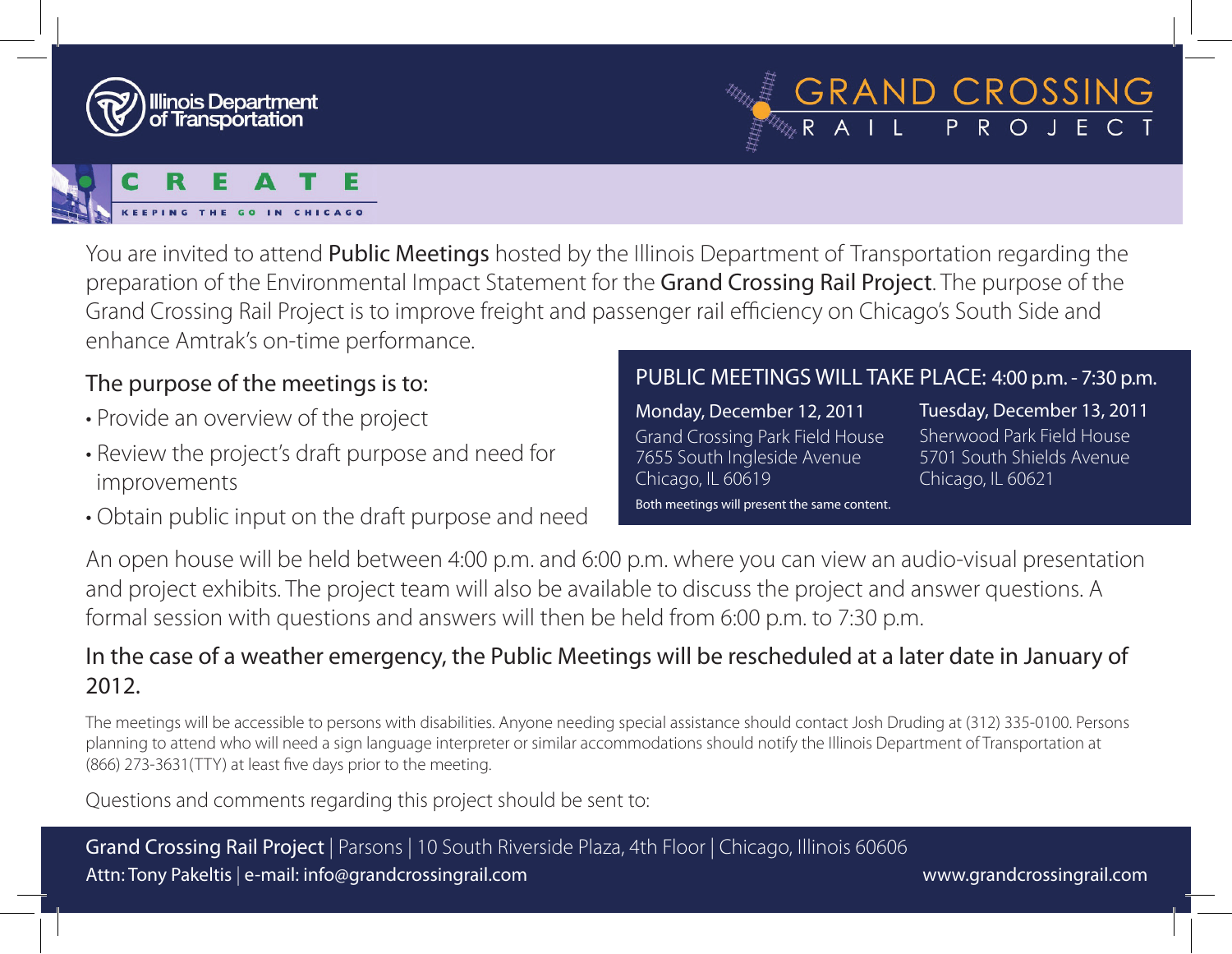Illinois Department of Transportation

# GRAND CROSSING RAIL PROJECT

CREATE
KEEPING THE GO IN CHICAGO

You are invited to attend **Public Meetings** hosted by the Illinois Department of Transportation regarding the preparation of the Environmental Impact Statement for the **Grand Crossing Rail Project**. The purpose of the Grand Crossing Rail Project is to improve freight and passenger rail efficiency on Chicago's South Side and enhance Amtrak's on-time performance.

## The purpose of the meetings is to:

- Provide an overview of the project
- Review the project's draft purpose and need for improvements
- Obtain public input on the draft purpose and need

## PUBLIC MEETINGS WILL TAKE PLACE: 4:00 p.m. - 7:30 p.m.

**Monday, December 12, 2011**
Grand Crossing Park Field House
7655 South Ingleside Avenue
Chicago, IL 60619

**Tuesday, December 13, 2011**
Sherwood Park Field House
5701 South Shields Avenue
Chicago, IL 60621

Both meetings will present the same content.

An open house will be held between 4:00 p.m. and 6:00 p.m. where you can view an audio-visual presentation and project exhibits. The project team will also be available to discuss the project and answer questions. A formal session with questions and answers will then be held from 6:00 p.m. to 7:30 p.m.

In the case of a weather emergency, the Public Meetings will be rescheduled at a later date in January of 2012.

The meetings will be accessible to persons with disabilities. Anyone needing special assistance should contact Josh Druding at (312) 335-0100. Persons planning to attend who will need a sign language interpreter or similar accommodations should notify the Illinois Department of Transportation at (866) 273-3631(TTY) at least five days prior to the meeting.

Questions and comments regarding this project should be sent to:

**Grand Crossing Rail Project** | Parsons | 10 South Riverside Plaza, 4th Floor | Chicago, Illinois 60606
Attn: Tony Pakeltis | e-mail: info@grandcrossingrail.com

www.grandcrossingrail.com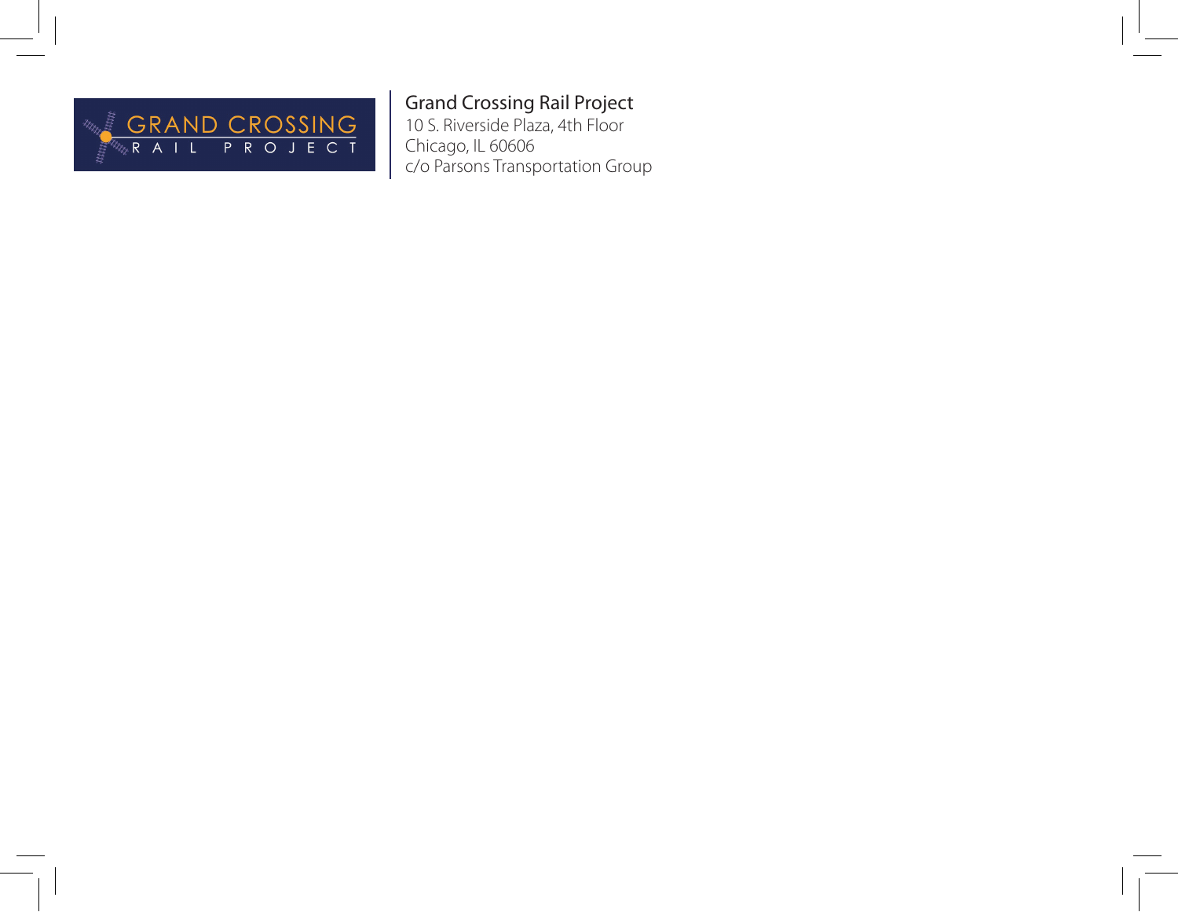GRAND CROSSING
RAIL PROJECT

Grand Crossing Rail Project
10 S. Riverside Plaza, 4th Floor
Chicago, IL 60606
c/o Parsons Transportation Group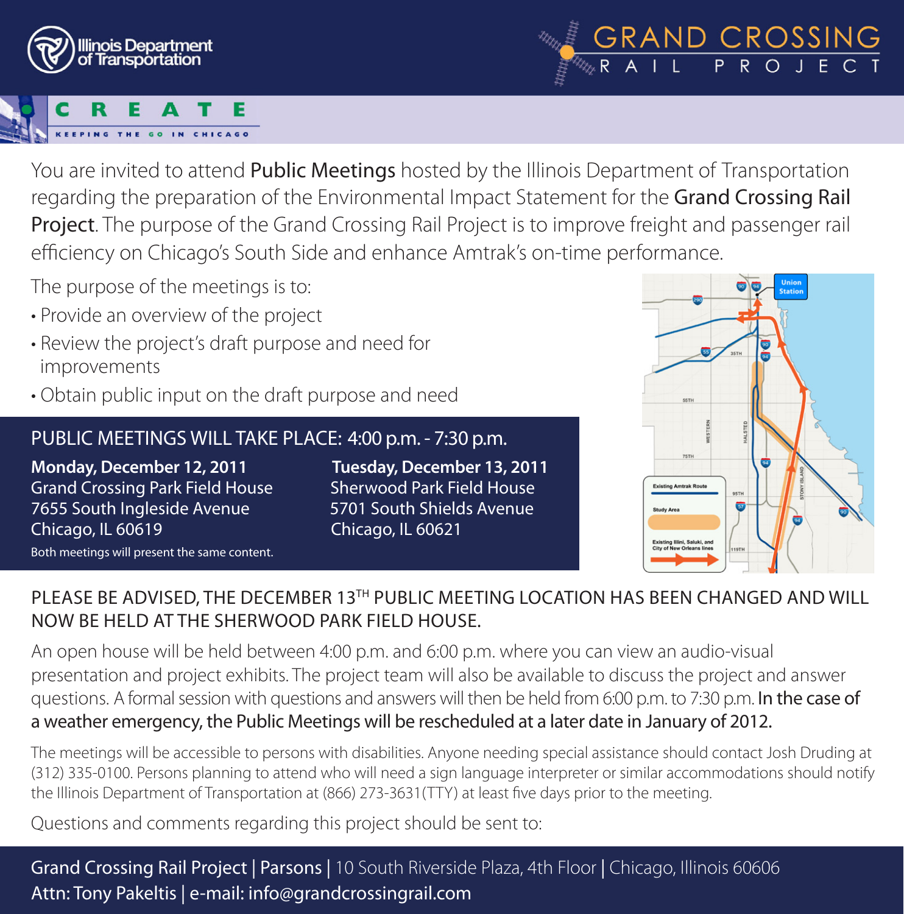Illinois Department of Transportation

# GRAND CROSSING RAIL PROJECT

CREATE
KEEPING THE GO IN CHICAGO

You are invited to attend **Public Meetings** hosted by the Illinois Department of Transportation regarding the preparation of the Environmental Impact Statement for the **Grand Crossing Rail Project**. The purpose of the Grand Crossing Rail Project is to improve freight and passenger rail efficiency on Chicago's South Side and enhance Amtrak's on-time performance.

The purpose of the meetings is to:

- Provide an overview of the project
- Review the project's draft purpose and need for improvements
- Obtain public input on the draft purpose and need

Union Station
290
90
94
55
35TH
55TH
WESTERN
HALSTED
75TH
94
95TH
57
STONY ISLAND
94
90
119TH
Existing Amtrak Route
Study Area
Existing Illini, Saluki, and City of New Orleans lines

## PUBLIC MEETINGS WILL TAKE PLACE: 4:00 p.m. - 7:30 p.m.

**Monday, December 12, 2011**
Grand Crossing Park Field House
7655 South Ingleside Avenue
Chicago, IL 60619

**Tuesday, December 13, 2011**
Sherwood Park Field House
5701 South Shields Avenue
Chicago, IL 60621

Both meetings will present the same content.

## PLEASE BE ADVISED, THE DECEMBER 13TH PUBLIC MEETING LOCATION HAS BEEN CHANGED AND WILL NOW BE HELD AT THE SHERWOOD PARK FIELD HOUSE.

An open house will be held between 4:00 p.m. and 6:00 p.m. where you can view an audio-visual presentation and project exhibits. The project team will also be available to discuss the project and answer questions. A formal session with questions and answers will then be held from 6:00 p.m. to 7:30 p.m. **In the case of a weather emergency, the Public Meetings will be rescheduled at a later date in January of 2012.**

The meetings will be accessible to persons with disabilities. Anyone needing special assistance should contact Josh Druding at (312) 335-0100. Persons planning to attend who will need a sign language interpreter or similar accommodations should notify the Illinois Department of Transportation at (866) 273-3631(TTY) at least five days prior to the meeting.

Questions and comments regarding this project should be sent to:

**Grand Crossing Rail Project | Parsons |** 10 South Riverside Plaza, 4th Floor **|** Chicago, Illinois 60606
**Attn: Tony Pakeltis | e-mail: info@grandcrossingrail.com**